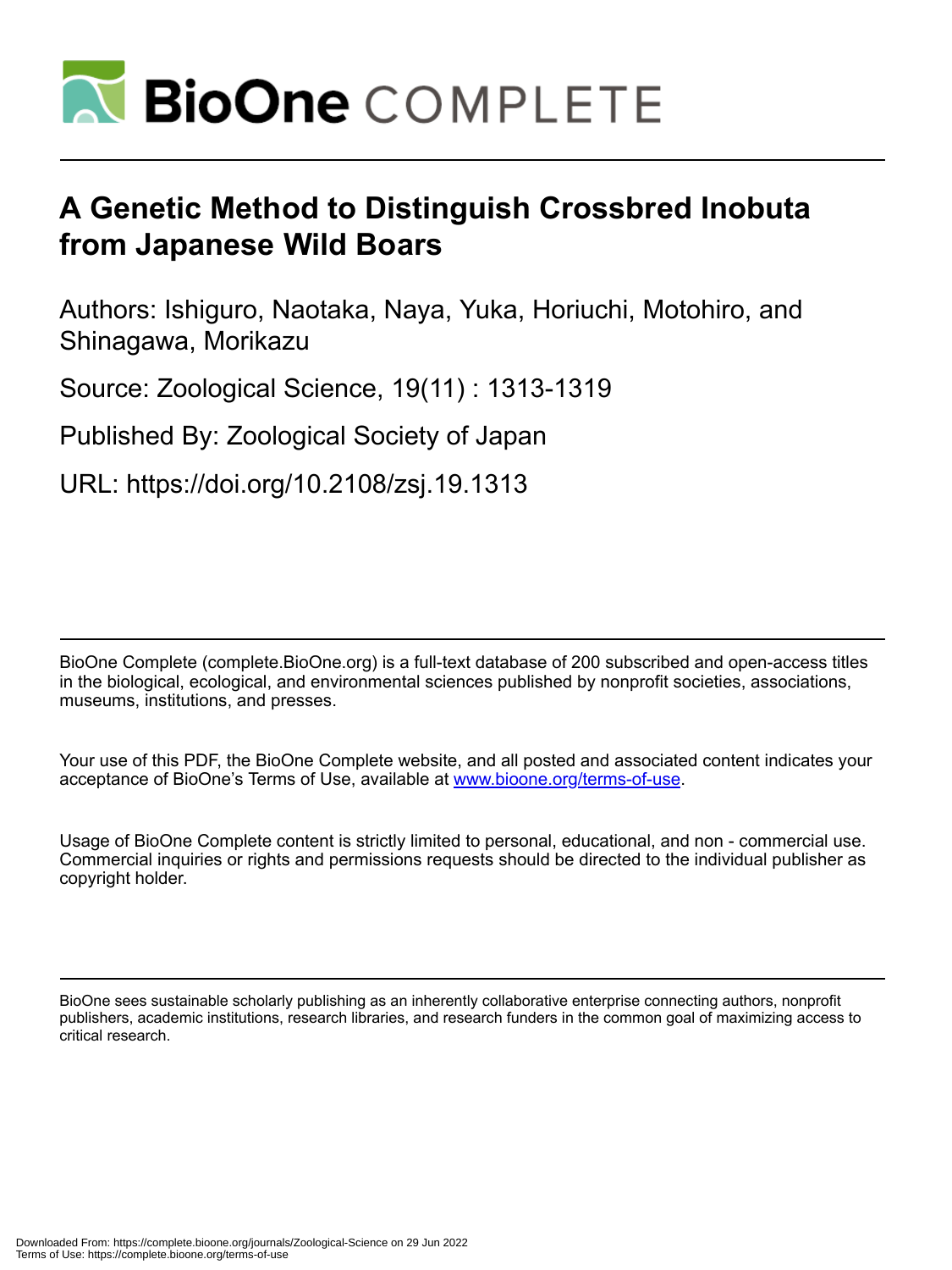# A Genetic Method to Distinguish Crossbred Inobuta from Japanese Wild Boars

Authors: Ishiguro, Naotaka, Naya, Yuka, Horiuchi, Motohiro, and Shinagawa, Morikazu

Source: Zoological Science, 19(11) : 1313-1319

Published By: Zoological Society of Japan

URL: https://doi.org/10.2108/zsj.19.1313

BioOne Complete (complete.BioOne.org) is a full-text database of 200 subscribed and open-access titles in the biological, ecological, and environmental sciences published by nonprofit societies, associations, museums, institutions, and presses.

Your use of this PDF, the BioOne Complete website, and all posted and associated content indicates your acceptance of BioOne's Terms of Use, available at www.bioone.org/terms-of-use.

Usage of BioOne Complete content is strictly limited to personal, educational, and non - commercial use. Commercial inquiries or rights and permissions requests should be directed to the individual publisher as copyright holder.

BioOne sees sustainable scholarly publishing as an inherently collaborative enterprise connecting authors, nonprofit publishers, academic institutions, research libraries, and research funders in the common goal of maximizing access to critical research.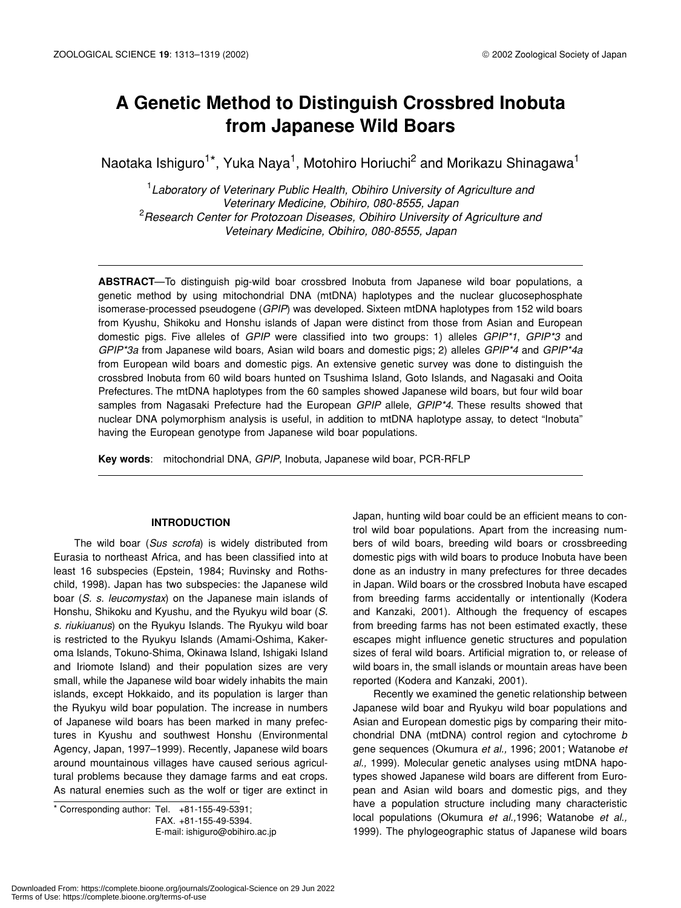# A Genetic Method to Distinguish Crossbred Inobuta from Japanese Wild Boars

Naotaka Ishiguro[1]*, Yuka Naya[1], Motohiro Horiuchi[2] and Morikazu Shinagawa[1]

[1]*Laboratory of Veterinary Public Health, Obihiro University of Agriculture and Veterinary Medicine, Obihiro, 080-8555, Japan*
[2]*Research Center for Protozoan Diseases, Obihiro University of Agriculture and Veteinary Medicine, Obihiro, 080-8555, Japan*

**ABSTRACT**—To distinguish pig-wild boar crossbred Inobuta from Japanese wild boar populations, a genetic method by using mitochondrial DNA (mtDNA) haplotypes and the nuclear glucosephosphate isomerase-processed pseudogene (*GPIP*) was developed. Sixteen mtDNA haplotypes from 152 wild boars from Kyushu, Shikoku and Honshu islands of Japan were distinct from those from Asian and European domestic pigs. Five alleles of *GPIP* were classified into two groups: 1) alleles *GPIP*1*, *GPIP*3* and *GPIP*3a* from Japanese wild boars, Asian wild boars and domestic pigs; 2) alleles *GPIP*4* and *GPIP*4a* from European wild boars and domestic pigs. An extensive genetic survey was done to distinguish the crossbred Inobuta from 60 wild boars hunted on Tsushima Island, Goto Islands, and Nagasaki and Ooita Prefectures. The mtDNA haplotypes from the 60 samples showed Japanese wild boars, but four wild boar samples from Nagasaki Prefecture had the European *GPIP* allele, *GPIP*4*. These results showed that nuclear DNA polymorphism analysis is useful, in addition to mtDNA haplotype assay, to detect "Inobuta" having the European genotype from Japanese wild boar populations.

**Key words**: mitochondrial DNA, *GPIP*, Inobuta, Japanese wild boar, PCR-RFLP

## INTRODUCTION

The wild boar (*Sus scrofa*) is widely distributed from Eurasia to northeast Africa, and has been classified into at least 16 subspecies (Epstein, 1984; Ruvinsky and Rothschild, 1998). Japan has two subspecies: the Japanese wild boar (*S. s. leucomystax*) on the Japanese main islands of Honshu, Shikoku and Kyushu, and the Ryukyu wild boar (*S. s. riukiuanus*) on the Ryukyu Islands. The Ryukyu wild boar is restricted to the Ryukyu Islands (Amami-Oshima, Kakeroma Islands, Tokuno-Shima, Okinawa Island, Ishigaki Island and Iriomote Island) and their population sizes are very small, while the Japanese wild boar widely inhabits the main islands, except Hokkaido, and its population is larger than the Ryukyu wild boar population. The increase in numbers of Japanese wild boars has been marked in many prefectures in Kyushu and southwest Honshu (Environmental Agency, Japan, 1997–1999). Recently, Japanese wild boars around mountainous villages have caused serious agricultural problems because they damage farms and eat crops. As natural enemies such as the wolf or tiger are extinct in Japan, hunting wild boar could be an efficient means to control wild boar populations. Apart from the increasing numbers of wild boars, breeding wild boars or crossbreeding domestic pigs with wild boars to produce Inobuta have been done as an industry in many prefectures for three decades in Japan. Wild boars or the crossbred Inobuta have escaped from breeding farms accidentally or intentionally (Kodera and Kanzaki, 2001). Although the frequency of escapes from breeding farms has not been estimated exactly, these escapes might influence genetic structures and population sizes of feral wild boars. Artificial migration to, or release of wild boars in, the small islands or mountain areas have been reported (Kodera and Kanzaki, 2001).

Recently we examined the genetic relationship between Japanese wild boar and Ryukyu wild boar populations and Asian and European domestic pigs by comparing their mitochondrial DNA (mtDNA) control region and cytochrome *b* gene sequences (Okumura *et al.,* 1996; 2001; Watanobe *et al.,* 1999). Molecular genetic analyses using mtDNA hapotypes showed Japanese wild boars are different from European and Asian wild boars and domestic pigs, and they have a population structure including many characteristic local populations (Okumura *et al.,*1996; Watanobe *et al.,* 1999). The phylogeographic status of Japanese wild boars

* Corresponding author: Tel. +81-155-49-5391;
FAX. +81-155-49-5394.
E-mail: ishiguro@obihiro.ac.jp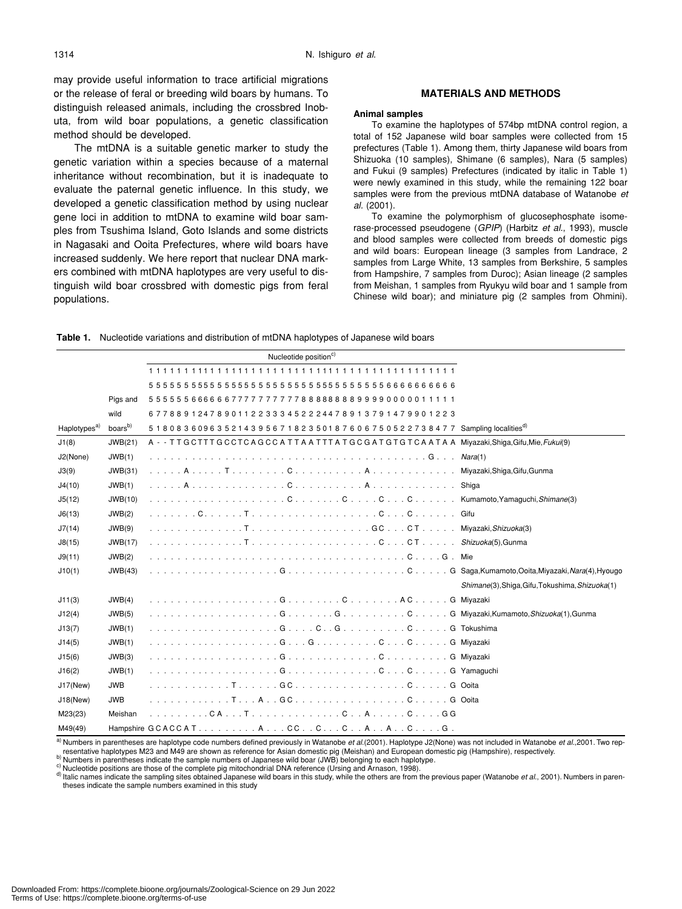may provide useful information to trace artificial migrations or the release of feral or breeding wild boars by humans. To distinguish released animals, including the crossbred Inobuta, from wild boar populations, a genetic classification method should be developed.

The mtDNA is a suitable genetic marker to study the genetic variation within a species because of a maternal inheritance without recombination, but it is inadequate to evaluate the paternal genetic influence. In this study, we developed a genetic classification method by using nuclear gene loci in addition to mtDNA to examine wild boar samples from Tsushima Island, Goto Islands and some districts in Nagasaki and Ooita Prefectures, where wild boars have increased suddenly. We here report that nuclear DNA markers combined with mtDNA haplotypes are very useful to distinguish wild boar crossbred with domestic pigs from feral populations.

## MATERIALS AND METHODS

### Animal samples

To examine the haplotypes of 574bp mtDNA control region, a total of 152 Japanese wild boar samples were collected from 15 prefectures (Table 1). Among them, thirty Japanese wild boars from Shizuoka (10 samples), Shimane (6 samples), Nara (5 samples) and Fukui (9 samples) Prefectures (indicated by italic in Table 1) were newly examined in this study, while the remaining 122 boar samples were from the previous mtDNA database of Watanobe *et al.* (2001).

To examine the polymorphism of glucosephosphate isomerase-processed pseudogene (*GPIP*) (Harbitz *et al.*, 1993), muscle and blood samples were collected from breeds of domestic pigs and wild boars: European lineage (3 samples from Landrace, 2 samples from Large White, 13 samples from Berkshire, 5 samples from Hampshire, 7 samples from Duroc); Asian lineage (2 samples from Meishan, 1 samples from Ryukyu wild boar and 1 sample from Chinese wild boar); and miniature pig (2 samples from Ohmini).

**Table 1.** Nucleotide variations and distribution of mtDNA haplotypes of Japanese wild boars

| Haplotypes[a)] | Pigs and wild boars[b)] | Nucleotide position[c)] | Sampling localities[d)] |
|---|---|---|---|
| | | 1 1 1 1 1 1 1 1 1 1 1 1 1 1 1 1 1 1 1 1 1 1 1 1 1 1 1 1 1 1 1 1 1 1 1 1 1 1 1 1 1 1 1 1 1 1 1 | |
| | | 5 5 5 5 5 5 5 5 5 5 5 5 5 5 5 5 5 5 5 5 5 5 5 5 5 5 5 5 5 5 5 5 5 5 5 5 6 6 6 6 6 6 6 6 6 6 6 | |
| | | 5 5 5 5 5 5 6 6 6 6 6 6 7 7 7 7 7 7 7 7 7 7 8 8 8 8 8 8 8 8 9 9 9 9 9 0 0 0 0 0 1 1 1 1 1 | |
| | | 6 7 7 8 8 9 1 2 4 7 8 9 0 1 1 2 2 3 3 3 4 5 2 2 2 4 4 7 8 9 1 3 7 9 1 4 7 9 9 0 1 2 2 3 | |
| | | 5 1 8 0 8 3 6 0 9 6 3 5 2 1 4 3 9 5 6 7 1 8 2 3 5 0 1 8 7 6 0 6 7 5 0 5 2 2 7 3 8 4 7 7 | |
| J1(8) | JWB(21) | A - - T T G C T T T G C C T C A G C C A T T A A T T T A T G C G A T G T G T C A A T A A | Miyazaki,Shiga,Gifu,Mie,*Fukui*(9) |
| J2(None) | JWB(1) | . . . . . . . . . . . . . . . . . . . . . . . . . . . . . . . . . . . . . . . . G . . . | *Nara*(1) |
| J3(9) | JWB(31) | . . . . . A . . . . . T . . . . . . . . C . . . . . . . . . . A . . . . . . . . . . . . | Miyazaki,Shiga,Gifu,Gunma |
| J4(10) | JWB(1) | . . . . . A . . . . . . . . . . . . . . C . . . . . . . . . . A . . . . . . . . . . . . | Shiga |
| J5(12) | JWB(10) | . . . . . . . . . . . . . . . . . . . . C . . . . . . . C . . . . C . . . C . . . . . . | Kumamoto,Yamaguchi,*Shimane*(3) |
| J6(13) | JWB(2) | . . . . . . . C . . . . . . T . . . . . . . . . . . . . . . . . . . C . . . C . . . . . . | Gifu |
| J7(14) | JWB(9) | . . . . . . . . . . . . . . T . . . . . . . . . . . . . . . . . . . G C . . . C T . . . . . | Miyazaki,*Shizuoka*(3) |
| J8(15) | JWB(17) | . . . . . . . . . . . . . . T . . . . . . . . . . . . . . . . . . . C . . . C T . . . . . | *Shizuoka*(5),Gunma |
| J9(11) | JWB(2) | . . . . . . . . . . . . . . . . . . . . . . . . . . . . . . . . . . . . C . . . . G . | Mie |
| J10(1) | JWB(43) | . . . . . . . . . . . . . . . . . . G . . . . . . . . . . . . . . . . . . C . . . . . G | Saga,Kumamoto,Ooita,Miyazaki,*Nara*(4),Hyogo *Shimane*(3),Shiga,Gifu,Tokushima,*Shizuoka*(1) |
| J11(3) | JWB(4) | . . . . . . . . . . . . . . . . . . G . . . . . . . . . C . . . . . . . . A C . . . . . G | Miyazaki |
| J12(4) | JWB(5) | . . . . . . . . . . . . . . . . . . G . . . . . . . . . G . . . . . . . . . C . . . . . G | Miyazaki,Kumamoto,*Shizuoka*(1),Gunma |
| J13(7) | JWB(1) | . . . . . . . . . . . . . . . . . . G . . . . C . . G . . . . . . . . . . C . . . . . G | Tokushima |
| J14(5) | JWB(1) | . . . . . . . . . . . . . . . . . . G . . . G . . . . . . . . . C . . . C . . . . . G | Miyazaki |
| J15(6) | JWB(3) | . . . . . . . . . . . . . . . . . . G . . . . . . . . . . . . . C . . . . . . . . . G | Miyazaki |
| J16(2) | JWB(1) | . . . . . . . . . . . . . . . . . . G . . . . . . . . . . . . . C . . . C . . . . . G | Yamaguchi |
| J17(New) | JWB | . . . . . . . . . . . . T . . . . . . G C . . . . . . . . . . . . . . . . . C . . . . . G | Ooita |
| J18(New) | JWB | . . . . . . . . . . . . T . . . A . . G C . . . . . . . . . . . . . . . . . C . . . . . G | Ooita |
| M23(23) | Meishan | . . . . . . . . . . C A . . . T . . . . . . . . . . . . . C . . A . . . . . C . . . . G G | |
| M49(49) | Hampshire | G C A C C A T . . . . . . . . . A . . . C C . . C . . . C . . A . . A . . C . . . . G . | |

[a)] Numbers in parentheses are haplotype code numbers defined previously in Watanobe *et al.*(2001). Haplotype J2(None) was not included in Watanobe *et al.*,2001. Two representative haplotypes M23 and M49 are shown as reference for Asian domestic pig (Meishan) and European domestic pig (Hampshire), respectively.
[b)] Numbers in parentheses indicate the sample numbers of Japanese wild boar (JWB) belonging to each haplotype.
[c)] Nucleotide positions are those of the complete pig mitochondrial DNA reference (Ursing and Arnason, 1998).
[d)] Italic names indicate the sampling sites obtained Japanese wild boars in this study, while the others are from the previous paper (Watanobe *et al.*, 2001). Numbers in parentheses indicate the sample numbers examined in this study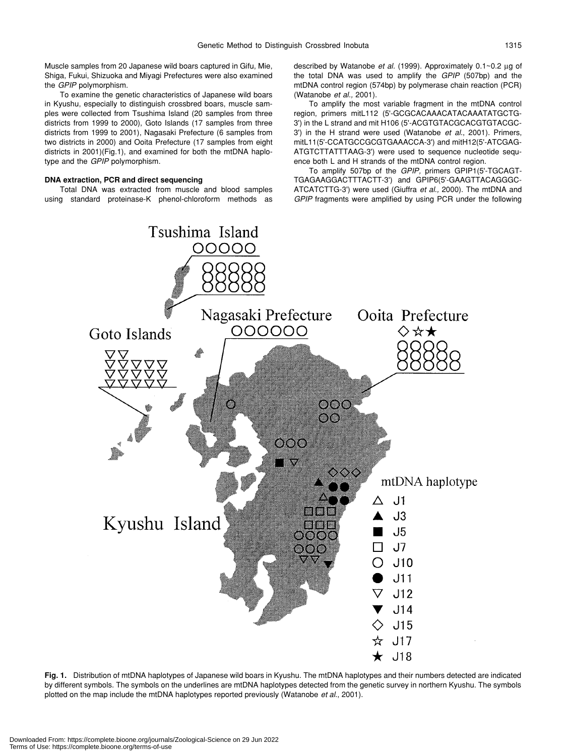Muscle samples from 20 Japanese wild boars captured in Gifu, Mie, Shiga, Fukui, Shizuoka and Miyagi Prefectures were also examined the *GPIP* polymorphism.

To examine the genetic characteristics of Japanese wild boars in Kyushu, especially to distinguish crossbred boars, muscle samples were collected from Tsushima Island (20 samples from three districts from 1999 to 2000), Goto Islands (17 samples from three districts from 1999 to 2001), Nagasaki Prefecture (6 samples from two districts in 2000) and Ooita Prefecture (17 samples from eight districts in 2001)(Fig.1), and examined for both the mtDNA haplotype and the *GPIP* polymorphism.

### DNA extraction, PCR and direct sequencing

Total DNA was extracted from muscle and blood samples using standard proteinase-K phenol-chloroform methods as described by Watanobe *et al.* (1999). Approximately 0.1~0.2 μg of the total DNA was used to amplify the *GPIP* (507bp) and the mtDNA control region (574bp) by polymerase chain reaction (PCR) (Watanobe *et al.,* 2001).

To amplify the most variable fragment in the mtDNA control region, primers mitL112 (5'-GCGCACAAACATACAAATATGCTG-3') in the L strand and mit H106 (5'-ACGTGTACGCACGTGTACGC-3') in the H strand were used (Watanobe *et al.*, 2001). Primers, mitL11(5'-CCATGCCGCGTGAAACCA-3') and mitH12(5'-ATCGAG-ATGTCTTATTTAAG-3') were used to sequence nucleotide sequence both L and H strands of the mtDNA control region.

To amplify 507bp of the *GPIP,* primers GPIP1(5'-TGCAGT-TGAGAAGGACTTTACTT-3') and GPIP6(5'-GAAGTTACAGGGC-ATCATCTTG-3') were used (Giuffra *et al.,* 2000). The mtDNA and *GPIP* fragments were amplified by using PCR under the following

**Fig. 1.** Distribution of mtDNA haplotypes of Japanese wild boars in Kyushu. The mtDNA haplotypes and their numbers detected are indicated by different symbols. The symbols on the underlines are mtDNA haplotypes detected from the genetic survey in northern Kyushu. The symbols plotted on the map include the mtDNA haplotypes reported previously (Watanobe *et al.*, 2001).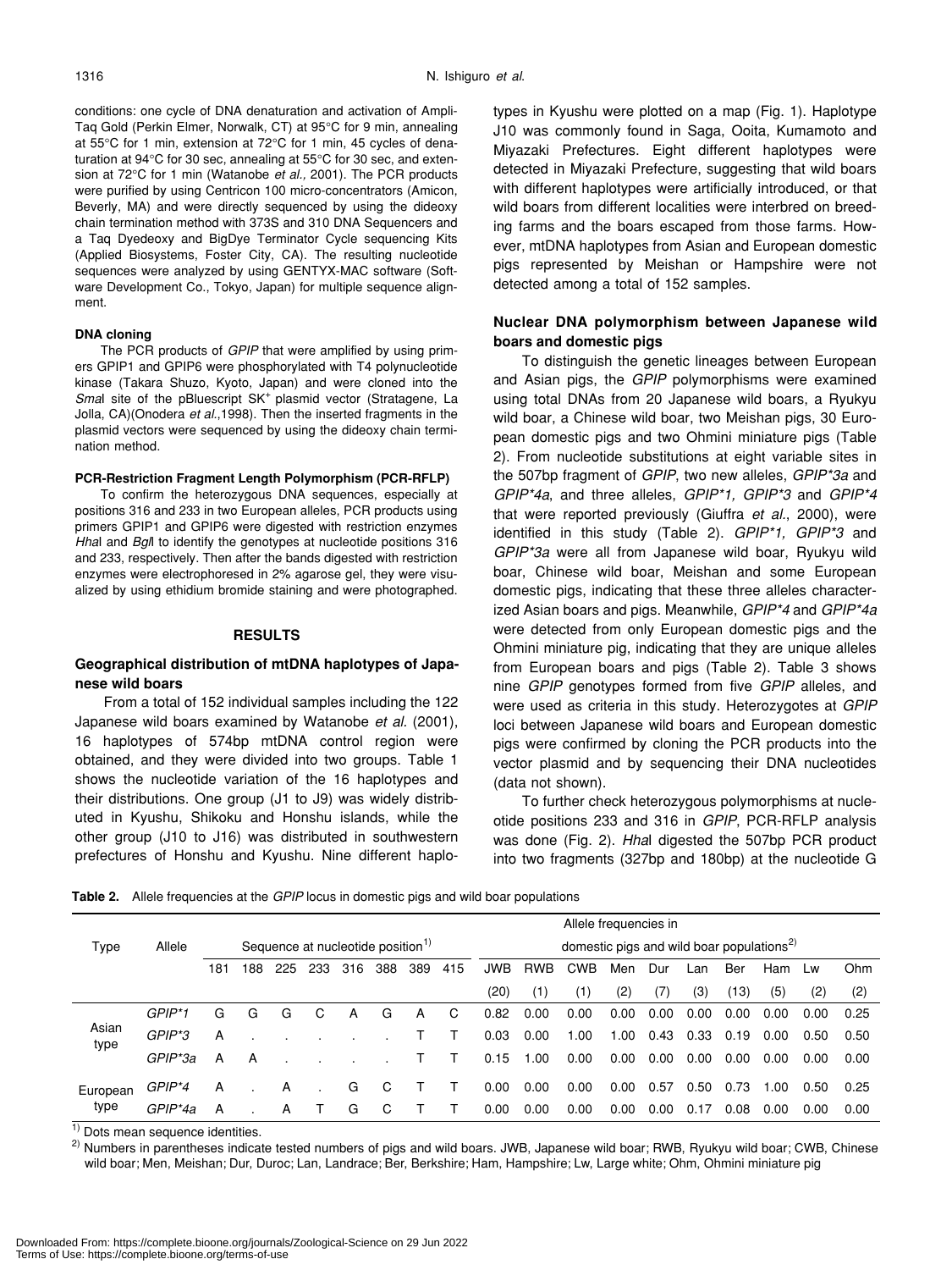conditions: one cycle of DNA denaturation and activation of AmpliTaq Gold (Perkin Elmer, Norwalk, CT) at 95°C for 9 min, annealing at 55°C for 1 min, extension at 72°C for 1 min, 45 cycles of denaturation at 94°C for 30 sec, annealing at 55°C for 30 sec, and extension at 72°C for 1 min (Watanobe *et al.,* 2001). The PCR products were purified by using Centricon 100 micro-concentrators (Amicon, Beverly, MA) and were directly sequenced by using the dideoxy chain termination method with 373S and 310 DNA Sequencers and a Taq Dyedeoxy and BigDye Terminator Cycle sequencing Kits (Applied Biosystems, Foster City, CA). The resulting nucleotide sequences were analyzed by using GENTYX-MAC software (Software Development Co., Tokyo, Japan) for multiple sequence alignment.

#### DNA cloning

The PCR products of *GPIP* that were amplified by using primers GPIP1 and GPIP6 were phosphorylated with T4 polynucleotide kinase (Takara Shuzo, Kyoto, Japan) and were cloned into the *Sma*I site of the pBluescript SK[+] plasmid vector (Stratagene, La Jolla, CA)(Onodera *et al.*,1998). Then the inserted fragments in the plasmid vectors were sequenced by using the dideoxy chain termination method.

#### PCR-Restriction Fragment Length Polymorphism (PCR-RFLP)

To confirm the heterozygous DNA sequences, especially at positions 316 and 233 in two European alleles, PCR products using primers GPIP1 and GPIP6 were digested with restriction enzymes *Hha*I and *Bgl*I to identify the genotypes at nucleotide positions 316 and 233, respectively. Then after the bands digested with restriction enzymes were electrophoresed in 2% agarose gel, they were visualized by using ethidium bromide staining and were photographed.

## RESULTS

### Geographical distribution of mtDNA haplotypes of Japanese wild boars

From a total of 152 individual samples including the 122 Japanese wild boars examined by Watanobe *et al.* (2001), 16 haplotypes of 574bp mtDNA control region were obtained, and they were divided into two groups. Table 1 shows the nucleotide variation of the 16 haplotypes and their distributions. One group (J1 to J9) was widely distributed in Kyushu, Shikoku and Honshu islands, while the other group (J10 to J16) was distributed in southwestern prefectures of Honshu and Kyushu. Nine different haplotypes in Kyushu were plotted on a map (Fig. 1). Haplotype J10 was commonly found in Saga, Ooita, Kumamoto and Miyazaki Prefectures. Eight different haplotypes were detected in Miyazaki Prefecture, suggesting that wild boars with different haplotypes were artificially introduced, or that wild boars from different localities were interbred on breeding farms and the boars escaped from those farms. However, mtDNA haplotypes from Asian and European domestic pigs represented by Meishan or Hampshire were not detected among a total of 152 samples.

### Nuclear DNA polymorphism between Japanese wild boars and domestic pigs

To distinguish the genetic lineages between European and Asian pigs, the *GPIP* polymorphisms were examined using total DNAs from 20 Japanese wild boars, a Ryukyu wild boar, a Chinese wild boar, two Meishan pigs, 30 European domestic pigs and two Ohmini miniature pigs (Table 2). From nucleotide substitutions at eight variable sites in the 507bp fragment of *GPIP*, two new alleles, *GPIP\*3a* and *GPIP\*4a*, and three alleles, *GPIP\*1, GPIP\*3* and *GPIP\*4* that were reported previously (Giuffra *et al*., 2000), were identified in this study (Table 2). *GPIP\*1, GPIP\*3* and *GPIP\*3a* were all from Japanese wild boar, Ryukyu wild boar, Chinese wild boar, Meishan and some European domestic pigs, indicating that these three alleles characterized Asian boars and pigs. Meanwhile, *GPIP\*4* and *GPIP\*4a* were detected from only European domestic pigs and the Ohmini miniature pig, indicating that they are unique alleles from European boars and pigs (Table 2). Table 3 shows nine *GPIP* genotypes formed from five *GPIP* alleles, and were used as criteria in this study. Heterozygotes at *GPIP* loci between Japanese wild boars and European domestic pigs were confirmed by cloning the PCR products into the vector plasmid and by sequencing their DNA nucleotides (data not shown).

To further check heterozygous polymorphisms at nucleotide positions 233 and 316 in *GPIP*, PCR-RFLP analysis was done (Fig. 2). *Hha*I digested the 507bp PCR product into two fragments (327bp and 180bp) at the nucleotide G

**Table 2.** Allele frequencies at the *GPIP* locus in domestic pigs and wild boar populations

| Type | Allele | Sequence at nucleotide position[1] | | | | | | | | Allele frequencies in domestic pigs and wild boar populations[2] | | | | | | | | | |
|---|---|---|---|---|---|---|---|---|---|---|---|---|---|---|---|---|---|---|---|
| | | 181 | 188 | 225 | 233 | 316 | 388 | 389 | 415 | JWB (20) | RWB (1) | CWB (1) | Men (2) | Dur (7) | Lan (3) | Ber (13) | Ham (5) | Lw (2) | Ohm (2) |
| Asian type | *GPIP\*1* | G | G | G | C | A | G | A | C | 0.82 | 0.00 | 0.00 | 0.00 | 0.00 | 0.00 | 0.00 | 0.00 | 0.00 | 0.25 |
| | *GPIP\*3* | A | . | . | . | . | . | T | T | 0.03 | 0.00 | 1.00 | 1.00 | 0.43 | 0.33 | 0.19 | 0.00 | 0.50 | 0.50 |
| | *GPIP\*3a* | A | A | . | . | . | . | T | T | 0.15 | 1.00 | 0.00 | 0.00 | 0.00 | 0.00 | 0.00 | 0.00 | 0.00 | 0.00 |
| European type | *GPIP\*4* | A | . | A | . | G | C | T | T | 0.00 | 0.00 | 0.00 | 0.00 | 0.57 | 0.50 | 0.73 | 1.00 | 0.50 | 0.25 |
| | *GPIP\*4a* | A | . | A | T | G | C | T | T | 0.00 | 0.00 | 0.00 | 0.00 | 0.00 | 0.17 | 0.08 | 0.00 | 0.00 | 0.00 |

[1] Dots mean sequence identities.

[2] Numbers in parentheses indicate tested numbers of pigs and wild boars. JWB, Japanese wild boar; RWB, Ryukyu wild boar; CWB, Chinese wild boar; Men, Meishan; Dur, Duroc; Lan, Landrace; Ber, Berkshire; Ham, Hampshire; Lw, Large white; Ohm, Ohmini miniature pig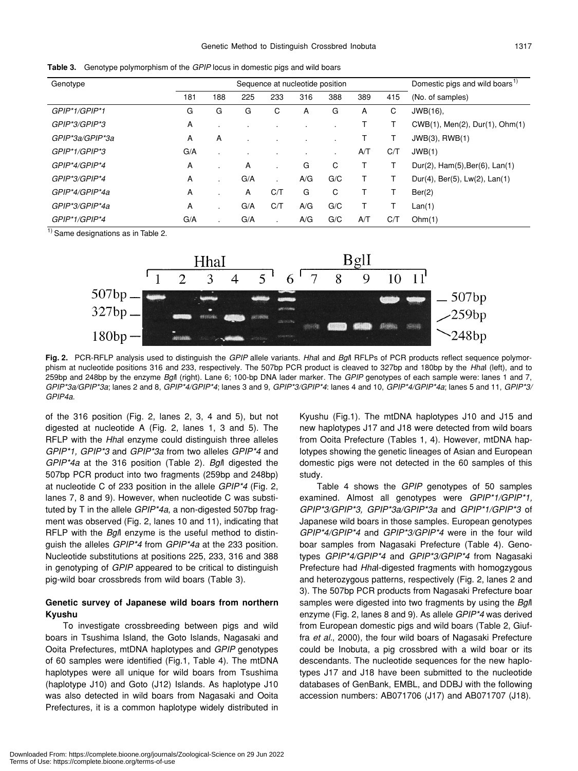**Table 3.** Genotype polymorphism of the *GPIP* locus in domestic pigs and wild boars

| Genotype | Sequence at nucleotide position | | | | | | | | Domestic pigs and wild boars[1) |
|---|---|---|---|---|---|---|---|---|---|
| | 181 | 188 | 225 | 233 | 316 | 388 | 389 | 415 | (No. of samples) |
| *GPIP\*1/GPIP\*1* | G | G | G | C | A | G | A | C | JWB(16), |
| *GPIP\*3/GPIP\*3* | A | . | . | . | . | . | T | T | CWB(1), Men(2), Dur(1), Ohm(1) |
| *GPIP\*3a/GPIP\*3a* | A | A | . | . | . | . | T | T | JWB(3), RWB(1) |
| *GPIP\*1/GPIP\*3* | G/A | . | . | . | . | . | A/T | C/T | JWB(1) |
| *GPIP\*4/GPIP\*4* | A | . | A | . | G | C | T | T | Dur(2), Ham(5),Ber(6), Lan(1) |
| *GPIP\*3/GPIP\*4* | A | . | G/A | . | A/G | G/C | T | T | Dur(4), Ber(5), Lw(2), Lan(1) |
| *GPIP\*4/GPIP\*4a* | A | . | A | C/T | G | C | T | T | Ber(2) |
| *GPIP\*3/GPIP\*4a* | A | . | G/A | C/T | A/G | G/C | T | T | Lan(1) |
| *GPIP\*1/GPIP\*4* | G/A | . | G/A | . | A/G | G/C | A/T | C/T | Ohm(1) |

1) Same designations as in Table 2.

**Fig. 2.** PCR-RFLP analysis used to distinguish the *GPIP* allele variants. *Hha*I and *Bgl*I RFLPs of PCR products reflect sequence polymorphism at nucleotide positions 316 and 233, respectively. The 507bp PCR product is cleaved to 327bp and 180bp by the *Hha*I (left), and to 259bp and 248bp by the enzyme *Bgl*I (right). Lane 6; 100-bp DNA lader marker. The *GPIP* genotypes of each sample were: lanes 1 and 7, *GPIP\*3a/GPIP\*3a*; lanes 2 and 8, *GPIP\*4/GPIP\*4*; lanes 3 and 9, *GPIP\*3/GPIP\*4*: lanes 4 and 10, *GPIP\*4/GPIP\*4a*; lanes 5 and 11, *GPIP\*3/GPIP4a*.

of the 316 position (Fig. 2, lanes 2, 3, 4 and 5), but not digested at nucleotide A (Fig. 2, lanes 1, 3 and 5). The RFLP with the *Hha*I enzyme could distinguish three alleles *GPIP\*1, GPIP\*3* and *GPIP\*3a* from two alleles *GPIP\*4* and *GPIP\*4a* at the 316 position (Table 2). *Bgl*I digested the 507bp PCR product into two fragments (259bp and 248bp) at nucleotide C of 233 position in the allele *GPIP\*4* (Fig. 2, lanes 7, 8 and 9). However, when nucleotide C was substituted by T in the allele *GPIP\*4a*, a non-digested 507bp fragment was observed (Fig. 2, lanes 10 and 11), indicating that RFLP with the *Bgl*I enzyme is the useful method to distinguish the alleles *GPIP\*4* from *GPIP\*4a* at the 233 position. Nucleotide substitutions at positions 225, 233, 316 and 388 in genotyping of *GPIP* appeared to be critical to distinguish pig-wild boar crossbreds from wild boars (Table 3).

### Genetic survey of Japanese wild boars from northern Kyushu

To investigate crossbreeding between pigs and wild boars in Tsushima Island, the Goto Islands, Nagasaki and Ooita Prefectures, mtDNA haplotypes and *GPIP* genotypes of 60 samples were identified (Fig.1, Table 4). The mtDNA haplotypes were all unique for wild boars from Tsushima (haplotype J10) and Goto (J12) Islands. As haplotype J10 was also detected in wild boars from Nagasaki and Ooita Prefectures, it is a common haplotype widely distributed in Kyushu (Fig.1). The mtDNA haplotypes J10 and J15 and new haplotypes J17 and J18 were detected from wild boars from Ooita Prefecture (Tables 1, 4). However, mtDNA haplotypes showing the genetic lineages of Asian and European domestic pigs were not detected in the 60 samples of this study.

Table 4 shows the *GPIP* genotypes of 50 samples examined. Almost all genotypes were *GPIP\*1/GPIP\*1, GPIP\*3/GPIP\*3, GPIP\*3a/GPIP\*3a* and *GPIP\*1/GPIP\*3* of Japanese wild boars in those samples. European genotypes *GPIP\*4/GPIP\*4* and *GPIP\*3/GPIP\*4* were in the four wild boar samples from Nagasaki Prefecture (Table 4). Genotypes *GPIP\*4/GPIP\*4* and *GPIP\*3/GPIP\*4* from Nagasaki Prefecture had *Hha*I-digested fragments with homogzygous and heterozygous patterns, respectively (Fig. 2, lanes 2 and 3). The 507bp PCR products from Nagasaki Prefecture boar samples were digested into two fragments by using the *Bgl*I enzyme (Fig. 2, lanes 8 and 9). As allele *GPIP\*4* was derived from European domestic pigs and wild boars (Table 2, Giuffra *et al*., 2000), the four wild boars of Nagasaki Prefecture could be Inobuta, a pig crossbred with a wild boar or its descendants. The nucleotide sequences for the new haplotypes J17 and J18 have been submitted to the nucleotide databases of GenBank, EMBL, and DDBJ with the following accession numbers: AB071706 (J17) and AB071707 (J18).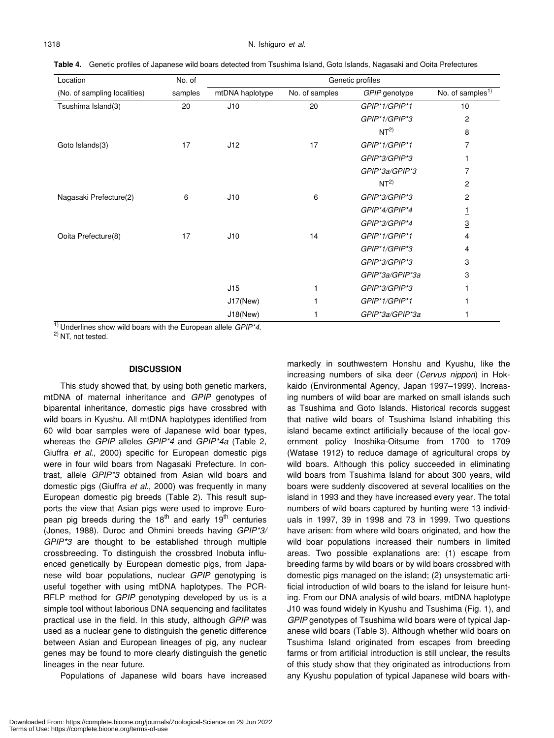**Table 4.** Genetic profiles of Japanese wild boars detected from Tsushima Island, Goto Islands, Nagasaki and Ooita Prefectures

| Location | No. of | Genetic profiles | | | |
|---|---|---|---|---|---|
| (No. of sampling localities) | samples | mtDNA haplotype | No. of samples | *GPIP* genotype | No. of samples[1)] |
| Tsushima Island(3) | 20 | J10 | 20 | *GPIP*\*1/GPIP\*1* | 10 |
| | | | | *GPIP*\*1/GPIP\*3* | 2 |
| | | | | NT[2)] | 8 |
| Goto Islands(3) | 17 | J12 | 17 | *GPIP*\*1/GPIP\*1* | 7 |
| | | | | *GPIP*\*3/GPIP\*3* | 1 |
| | | | | *GPIP*\*3a/GPIP\*3* | 7 |
| | | | | NT[2)] | 2 |
| Nagasaki Prefecture(2) | 6 | J10 | 6 | *GPIP*\*3/GPIP\*3* | 2 |
| | | | | *GPIP*\*4/GPIP\*4* | <u>1</u> |
| | | | | *GPIP*\*3/GPIP\*4* | <u>3</u> |
| Ooita Prefecture(8) | 17 | J10 | 14 | *GPIP*\*1/GPIP\*1* | 4 |
| | | | | *GPIP*\*1/GPIP\*3* | 4 |
| | | | | *GPIP*\*3/GPIP\*3* | 3 |
| | | | | *GPIP*\*3a/GPIP\*3a* | 3 |
| | | J15 | 1 | *GPIP*\*3/GPIP\*3* | 1 |
| | | J17(New) | 1 | *GPIP*\*1/GPIP\*1* | 1 |
| | | J18(New) | 1 | *GPIP*\*3a/GPIP\*3a* | 1 |

[1)] Underlines show wild boars with the European allele *GPIP\*4.*
[2)] NT, not tested.

## DISCUSSION

This study showed that, by using both genetic markers, mtDNA of maternal inheritance and *GPIP* genotypes of biparental inheritance, domestic pigs have crossbred with wild boars in Kyushu. All mtDNA haplotypes identified from 60 wild boar samples were of Japanese wild boar types, whereas the *GPIP* alleles *GPIP\*4* and *GPIP\*4a* (Table 2, Giuffra *et al*., 2000) specific for European domestic pigs were in four wild boars from Nagasaki Prefecture. In contrast, allele *GPIP\*3* obtained from Asian wild boars and domestic pigs (Giuffra *et al*., 2000) was frequently in many European domestic pig breeds (Table 2). This result supports the view that Asian pigs were used to improve European pig breeds during the 18th and early 19th centuries (Jones, 1988). Duroc and Ohmini breeds having *GPIP\*3/GPIP\*3* are thought to be established through multiple crossbreeding. To distinguish the crossbred Inobuta influenced genetically by European domestic pigs, from Japanese wild boar populations, nuclear *GPIP* genotyping is useful together with using mtDNA haplotypes. The PCR-RFLP method for *GPIP* genotyping developed by us is a simple tool without laborious DNA sequencing and facilitates practical use in the field. In this study, although *GPIP* was used as a nuclear gene to distinguish the genetic difference between Asian and European lineages of pig, any nuclear genes may be found to more clearly distinguish the genetic lineages in the near future.

Populations of Japanese wild boars have increased markedly in southwestern Honshu and Kyushu, like the increasing numbers of sika deer (*Cervus nippon*) in Hokkaido (Environmental Agency, Japan 1997–1999). Increasing numbers of wild boar are marked on small islands such as Tsushima and Goto Islands. Historical records suggest that native wild boars of Tsushima Island inhabiting this island became extinct artificially because of the local government policy Inoshika-Oitsume from 1700 to 1709 (Watase 1912) to reduce damage of agricultural crops by wild boars. Although this policy succeeded in eliminating wild boars from Tsushima Island for about 300 years, wild boars were suddenly discovered at several localities on the island in 1993 and they have increased every year. The total numbers of wild boars captured by hunting were 13 individuals in 1997, 39 in 1998 and 73 in 1999. Two questions have arisen: from where wild boars originated, and how the wild boar populations increased their numbers in limited areas. Two possible explanations are: (1) escape from breeding farms by wild boars or by wild boars crossbred with domestic pigs managed on the island; (2) unsystematic artificial introduction of wild boars to the island for leisure hunting. From our DNA analysis of wild boars, mtDNA haplotype J10 was found widely in Kyushu and Tsushima (Fig. 1), and *GPIP* genotypes of Tsushima wild boars were of typical Japanese wild boars (Table 3). Although whether wild boars on Tsushima Island originated from escapes from breeding farms or from artificial introduction is still unclear, the results of this study show that they originated as introductions from any Kyushu population of typical Japanese wild boars with-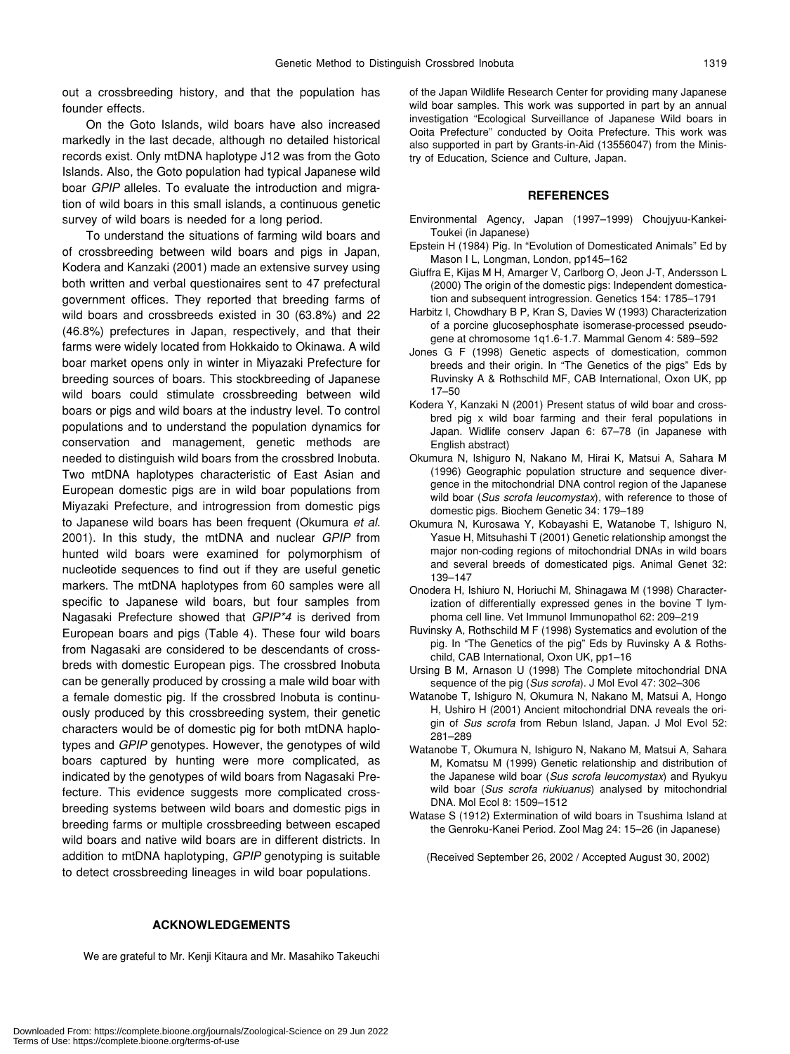out a crossbreeding history, and that the population has founder effects.

On the Goto Islands, wild boars have also increased markedly in the last decade, although no detailed historical records exist. Only mtDNA haplotype J12 was from the Goto Islands. Also, the Goto population had typical Japanese wild boar *GPIP* alleles. To evaluate the introduction and migration of wild boars in this small islands, a continuous genetic survey of wild boars is needed for a long period.

To understand the situations of farming wild boars and of crossbreeding between wild boars and pigs in Japan, Kodera and Kanzaki (2001) made an extensive survey using both written and verbal questionaires sent to 47 prefectural government offices. They reported that breeding farms of wild boars and crossbreeds existed in 30 (63.8%) and 22 (46.8%) prefectures in Japan, respectively, and that their farms were widely located from Hokkaido to Okinawa. A wild boar market opens only in winter in Miyazaki Prefecture for breeding sources of boars. This stockbreeding of Japanese wild boars could stimulate crossbreeding between wild boars or pigs and wild boars at the industry level. To control populations and to understand the population dynamics for conservation and management, genetic methods are needed to distinguish wild boars from the crossbred Inobuta. Two mtDNA haplotypes characteristic of East Asian and European domestic pigs are in wild boar populations from Miyazaki Prefecture, and introgression from domestic pigs to Japanese wild boars has been frequent (Okumura *et al.* 2001). In this study, the mtDNA and nuclear *GPIP* from hunted wild boars were examined for polymorphism of nucleotide sequences to find out if they are useful genetic markers. The mtDNA haplotypes from 60 samples were all specific to Japanese wild boars, but four samples from Nagasaki Prefecture showed that *GPIP*4* is derived from European boars and pigs (Table 4). These four wild boars from Nagasaki are considered to be descendants of crossbreds with domestic European pigs. The crossbred Inobuta can be generally produced by crossing a male wild boar with a female domestic pig. If the crossbred Inobuta is continuously produced by this crossbreeding system, their genetic characters would be of domestic pig for both mtDNA haplotypes and *GPIP* genotypes. However, the genotypes of wild boars captured by hunting were more complicated, as indicated by the genotypes of wild boars from Nagasaki Prefecture. This evidence suggests more complicated crossbreeding systems between wild boars and domestic pigs in breeding farms or multiple crossbreeding between escaped wild boars and native wild boars are in different districts. In addition to mtDNA haplotyping, *GPIP* genotyping is suitable to detect crossbreeding lineages in wild boar populations.

## ACKNOWLEDGEMENTS

We are grateful to Mr. Kenji Kitaura and Mr. Masahiko Takeuchi of the Japan Wildlife Research Center for providing many Japanese wild boar samples. This work was supported in part by an annual investigation "Ecological Surveillance of Japanese Wild boars in Ooita Prefecture" conducted by Ooita Prefecture. This work was also supported in part by Grants-in-Aid (13556047) from the Ministry of Education, Science and Culture, Japan.

## REFERENCES

Environmental Agency, Japan (1997–1999) Choujyuu-Kankei-Toukei (in Japanese)

Epstein H (1984) Pig. In "Evolution of Domesticated Animals" Ed by Mason I L, Longman, London, pp145–162

Giuffra E, Kijas M H, Amarger V, Carlborg O, Jeon J-T, Andersson L (2000) The origin of the domestic pigs: Independent domestication and subsequent introgression. Genetics 154: 1785–1791

Harbitz I, Chowdhary B P, Kran S, Davies W (1993) Characterization of a porcine glucosephosphate isomerase-processed pseudogene at chromosome 1q1.6-1.7. Mammal Genom 4: 589–592

Jones G F (1998) Genetic aspects of domestication, common breeds and their origin. In "The Genetics of the pigs" Eds by Ruvinsky A & Rothschild MF, CAB International, Oxon UK, pp 17–50

Kodera Y, Kanzaki N (2001) Present status of wild boar and crossbred pig x wild boar farming and their feral populations in Japan. Widlife conserv Japan 6: 67–78 (in Japanese with English abstract)

Okumura N, Ishiguro N, Nakano M, Hirai K, Matsui A, Sahara M (1996) Geographic population structure and sequence divergence in the mitochondrial DNA control region of the Japanese wild boar (*Sus scrofa leucomystax*), with reference to those of domestic pigs. Biochem Genetic 34: 179–189

Okumura N, Kurosawa Y, Kobayashi E, Watanobe T, Ishiguro N, Yasue H, Mitsuhashi T (2001) Genetic relationship amongst the major non-coding regions of mitochondrial DNAs in wild boars and several breeds of domesticated pigs. Animal Genet 32: 139–147

Onodera H, Ishiuro N, Horiuchi M, Shinagawa M (1998) Characterization of differentially expressed genes in the bovine T lymphoma cell line. Vet Immunol Immunopathol 62: 209–219

Ruvinsky A, Rothschild M F (1998) Systematics and evolution of the pig. In "The Genetics of the pig" Eds by Ruvinsky A & Rothschild, CAB International, Oxon UK, pp1–16

Ursing B M, Arnason U (1998) The Complete mitochondrial DNA sequence of the pig (*Sus scrofa*). J Mol Evol 47: 302–306

Watanobe T, Ishiguro N, Okumura N, Nakano M, Matsui A, Hongo H, Ushiro H (2001) Ancient mitochondrial DNA reveals the origin of *Sus scrofa* from Rebun Island, Japan. J Mol Evol 52: 281–289

Watanobe T, Okumura N, Ishiguro N, Nakano M, Matsui A, Sahara M, Komatsu M (1999) Genetic relationship and distribution of the Japanese wild boar (*Sus scrofa leucomystax*) and Ryukyu wild boar (*Sus scrofa riukiuanus*) analysed by mitochondrial DNA. Mol Ecol 8: 1509–1512

Watase S (1912) Extermination of wild boars in Tsushima Island at the Genroku-Kanei Period. Zool Mag 24: 15–26 (in Japanese)

(Received September 26, 2002 / Accepted August 30, 2002)